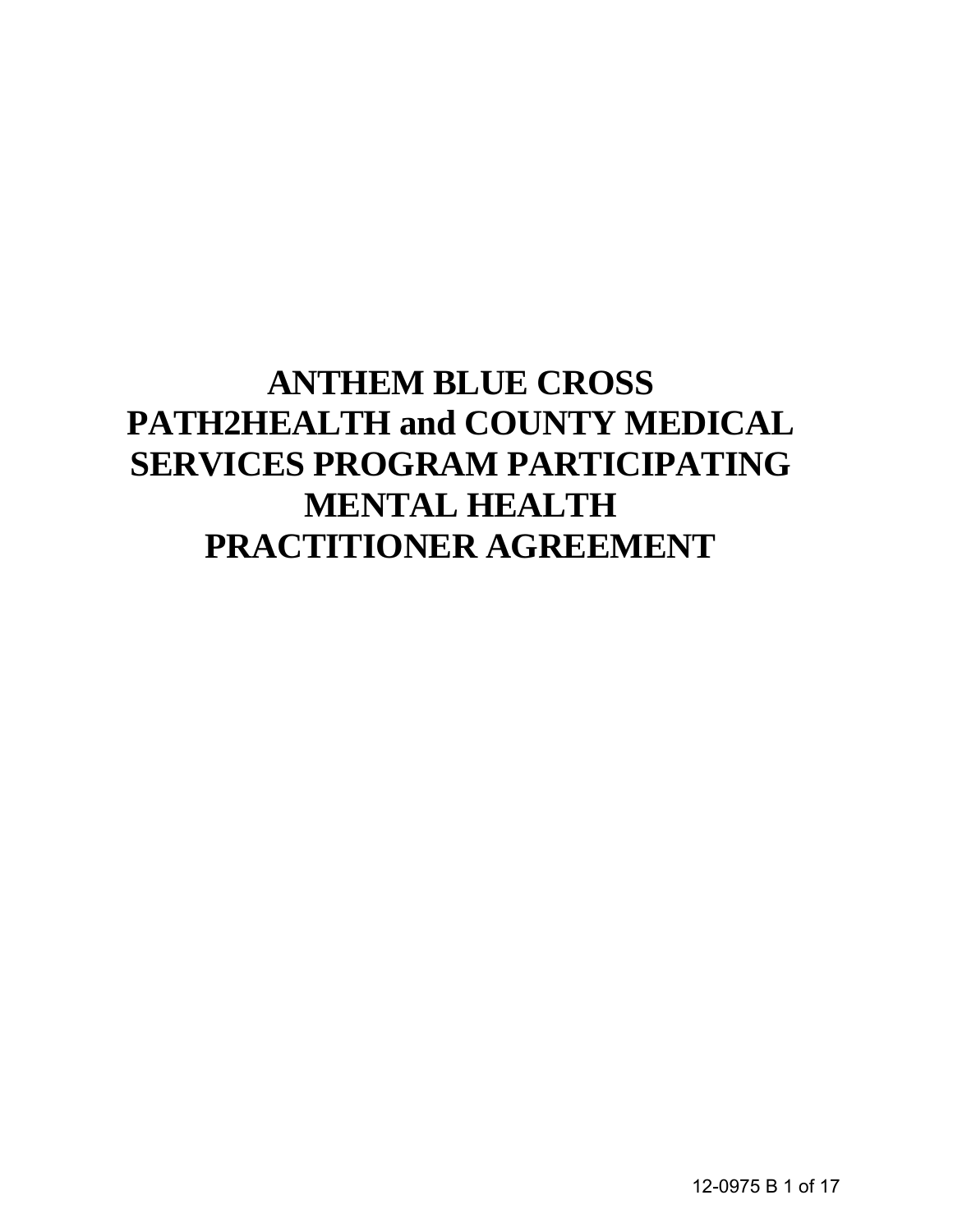# ANTHEM BLUE CROSS PATH2HEALTH and COUNTY MEDICAL SERVICES PROGRAM PARTICIPATING MENTAL HEALTH PRACTITIONER AGREEMENT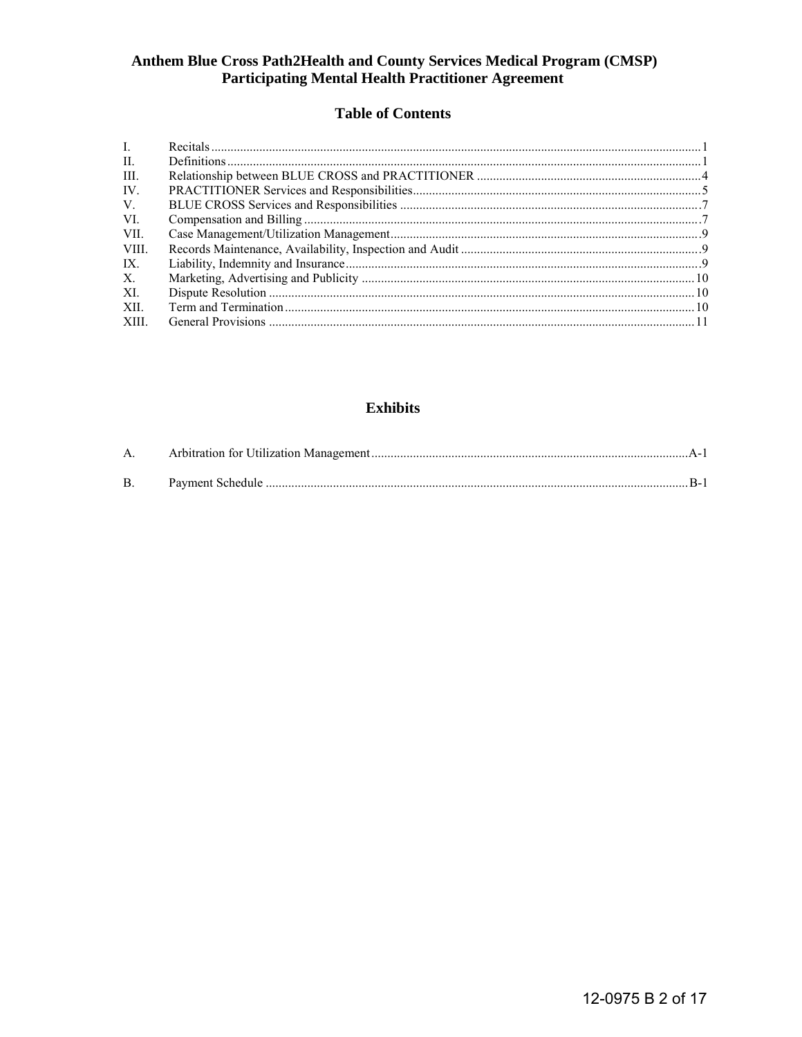# Anthem Blue Cross Path2Health and County Services Medical Program (CMSP) Participating Mental Health Practitioner Agreement

## Table of Contents

| | | |
|---|---|---|
| I. | Recitals | 1 |
| II. | Definitions | 1 |
| III. | Relationship between BLUE CROSS and PRACTITIONER | 4 |
| IV. | PRACTITIONER Services and Responsibilities | 5 |
| V. | BLUE CROSS Services and Responsibilities | 7 |
| VI. | Compensation and Billing | 7 |
| VII. | Case Management/Utilization Management | 9 |
| VIII. | Records Maintenance, Availability, Inspection and Audit | 9 |
| IX. | Liability, Indemnity and Insurance | 9 |
| X. | Marketing, Advertising and Publicity | 10 |
| XI. | Dispute Resolution | 10 |
| XII. | Term and Termination | 10 |
| XIII. | General Provisions | 11 |

## Exhibits

| | | |
|---|---|---|
| A. | Arbitration for Utilization Management | A-1 |
| B. | Payment Schedule | B-1 |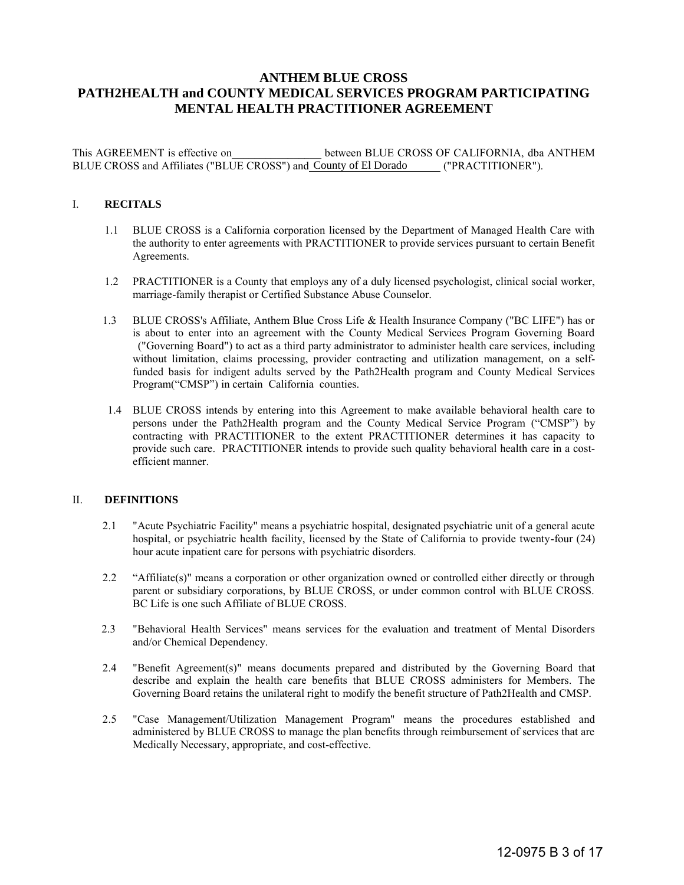# ANTHEM BLUE CROSS
# PATH2HEALTH and COUNTY MEDICAL SERVICES PROGRAM PARTICIPATING MENTAL HEALTH PRACTITIONER AGREEMENT

This AGREEMENT is effective on________________ between BLUE CROSS OF CALIFORNIA, dba ANTHEM BLUE CROSS and Affiliates ("BLUE CROSS") and County of El Dorado ("PRACTITIONER").

## I. RECITALS

1.1 BLUE CROSS is a California corporation licensed by the Department of Managed Health Care with the authority to enter agreements with PRACTITIONER to provide services pursuant to certain Benefit Agreements.

1.2 PRACTITIONER is a County that employs any of a duly licensed psychologist, clinical social worker, marriage-family therapist or Certified Substance Abuse Counselor.

1.3 BLUE CROSS's Affiliate, Anthem Blue Cross Life & Health Insurance Company ("BC LIFE") has or is about to enter into an agreement with the County Medical Services Program Governing Board ("Governing Board") to act as a third party administrator to administer health care services, including without limitation, claims processing, provider contracting and utilization management, on a self-funded basis for indigent adults served by the Path2Health program and County Medical Services Program("CMSP") in certain California counties.

1.4 BLUE CROSS intends by entering into this Agreement to make available behavioral health care to persons under the Path2Health program and the County Medical Service Program ("CMSP") by contracting with PRACTITIONER to the extent PRACTITIONER determines it has capacity to provide such care. PRACTITIONER intends to provide such quality behavioral health care in a cost-efficient manner.

## II. DEFINITIONS

2.1 "Acute Psychiatric Facility" means a psychiatric hospital, designated psychiatric unit of a general acute hospital, or psychiatric health facility, licensed by the State of California to provide twenty-four (24) hour acute inpatient care for persons with psychiatric disorders.

2.2 "Affiliate(s)" means a corporation or other organization owned or controlled either directly or through parent or subsidiary corporations, by BLUE CROSS, or under common control with BLUE CROSS. BC Life is one such Affiliate of BLUE CROSS.

2.3 "Behavioral Health Services" means services for the evaluation and treatment of Mental Disorders and/or Chemical Dependency.

2.4 "Benefit Agreement(s)" means documents prepared and distributed by the Governing Board that describe and explain the health care benefits that BLUE CROSS administers for Members. The Governing Board retains the unilateral right to modify the benefit structure of Path2Health and CMSP.

2.5 "Case Management/Utilization Management Program" means the procedures established and administered by BLUE CROSS to manage the plan benefits through reimbursement of services that are Medically Necessary, appropriate, and cost-effective.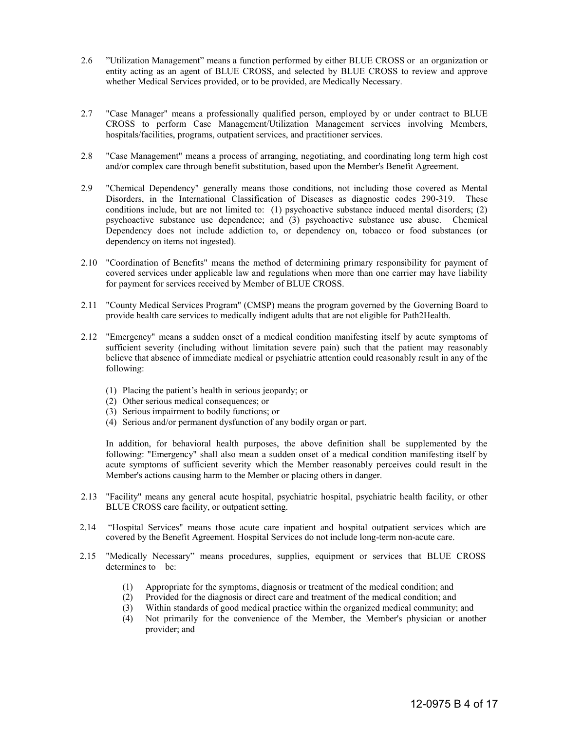2.6 "Utilization Management" means a function performed by either BLUE CROSS or an organization or entity acting as an agent of BLUE CROSS, and selected by BLUE CROSS to review and approve whether Medical Services provided, or to be provided, are Medically Necessary.

2.7 "Case Manager" means a professionally qualified person, employed by or under contract to BLUE CROSS to perform Case Management/Utilization Management services involving Members, hospitals/facilities, programs, outpatient services, and practitioner services.

2.8 "Case Management" means a process of arranging, negotiating, and coordinating long term high cost and/or complex care through benefit substitution, based upon the Member's Benefit Agreement.

2.9 "Chemical Dependency" generally means those conditions, not including those covered as Mental Disorders, in the International Classification of Diseases as diagnostic codes 290-319. These conditions include, but are not limited to: (1) psychoactive substance induced mental disorders; (2) psychoactive substance use dependence; and (3) psychoactive substance use abuse. Chemical Dependency does not include addiction to, or dependency on, tobacco or food substances (or dependency on items not ingested).

2.10 "Coordination of Benefits" means the method of determining primary responsibility for payment of covered services under applicable law and regulations when more than one carrier may have liability for payment for services received by Member of BLUE CROSS.

2.11 "County Medical Services Program" (CMSP) means the program governed by the Governing Board to provide health care services to medically indigent adults that are not eligible for Path2Health.

2.12 "Emergency" means a sudden onset of a medical condition manifesting itself by acute symptoms of sufficient severity (including without limitation severe pain) such that the patient may reasonably believe that absence of immediate medical or psychiatric attention could reasonably result in any of the following:

(1) Placing the patient's health in serious jeopardy; or
(2) Other serious medical consequences; or
(3) Serious impairment to bodily functions; or
(4) Serious and/or permanent dysfunction of any bodily organ or part.

In addition, for behavioral health purposes, the above definition shall be supplemented by the following: "Emergency" shall also mean a sudden onset of a medical condition manifesting itself by acute symptoms of sufficient severity which the Member reasonably perceives could result in the Member's actions causing harm to the Member or placing others in danger.

2.13 "Facility" means any general acute hospital, psychiatric hospital, psychiatric health facility, or other BLUE CROSS care facility, or outpatient setting.

2.14 "Hospital Services" means those acute care inpatient and hospital outpatient services which are covered by the Benefit Agreement. Hospital Services do not include long-term non-acute care.

2.15 "Medically Necessary" means procedures, supplies, equipment or services that BLUE CROSS determines to be:

(1) Appropriate for the symptoms, diagnosis or treatment of the medical condition; and
(2) Provided for the diagnosis or direct care and treatment of the medical condition; and
(3) Within standards of good medical practice within the organized medical community; and
(4) Not primarily for the convenience of the Member, the Member's physician or another provider; and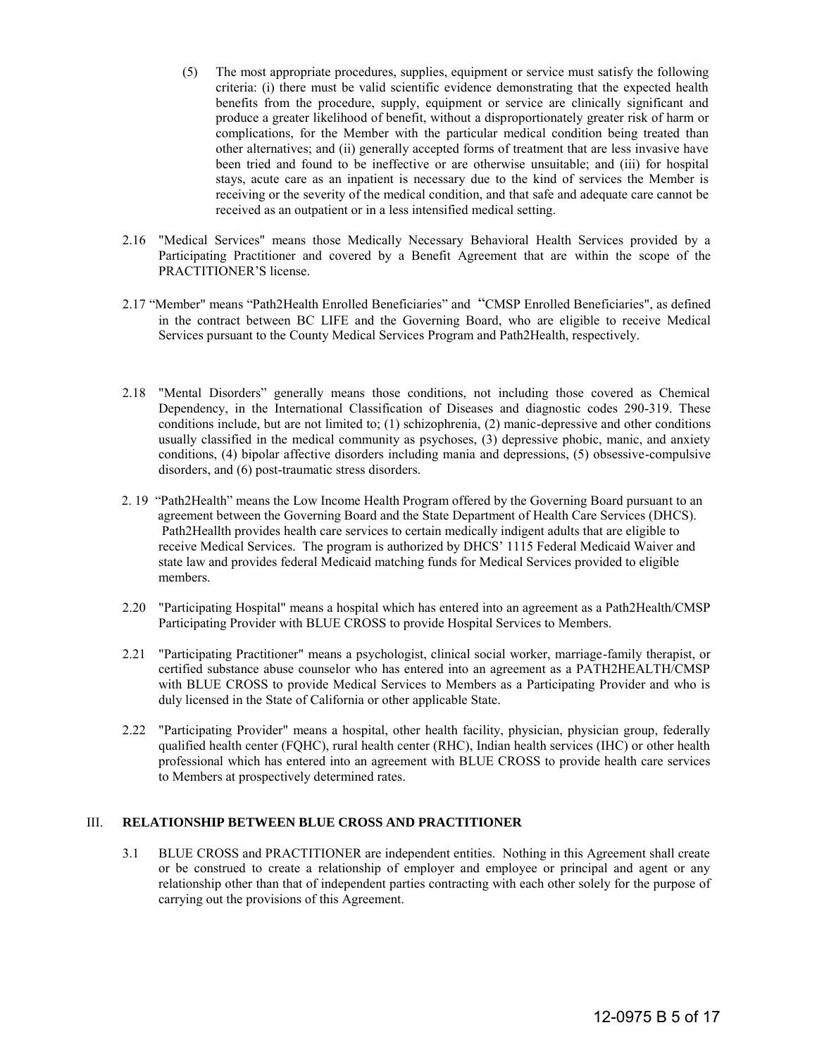(5) The most appropriate procedures, supplies, equipment or service must satisfy the following criteria: (i) there must be valid scientific evidence demonstrating that the expected health benefits from the procedure, supply, equipment or service are clinically significant and produce a greater likelihood of benefit, without a disproportionately greater risk of harm or complications, for the Member with the particular medical condition being treated than other alternatives; and (ii) generally accepted forms of treatment that are less invasive have been tried and found to be ineffective or are otherwise unsuitable; and (iii) for hospital stays, acute care as an inpatient is necessary due to the kind of services the Member is receiving or the severity of the medical condition, and that safe and adequate care cannot be received as an outpatient or in a less intensified medical setting.

2.16 "Medical Services" means those Medically Necessary Behavioral Health Services provided by a Participating Practitioner and covered by a Benefit Agreement that are within the scope of the PRACTITIONER'S license.

2.17 "Member" means "Path2Health Enrolled Beneficiaries" and "CMSP Enrolled Beneficiaries", as defined in the contract between BC LIFE and the Governing Board, who are eligible to receive Medical Services pursuant to the County Medical Services Program and Path2Health, respectively.

2.18 "Mental Disorders" generally means those conditions, not including those covered as Chemical Dependency, in the International Classification of Diseases and diagnostic codes 290-319. These conditions include, but are not limited to; (1) schizophrenia, (2) manic-depressive and other conditions usually classified in the medical community as psychoses, (3) depressive phobic, manic, and anxiety conditions, (4) bipolar affective disorders including mania and depressions, (5) obsessive-compulsive disorders, and (6) post-traumatic stress disorders.

2. 19 "Path2Health" means the Low Income Health Program offered by the Governing Board pursuant to an agreement between the Governing Board and the State Department of Health Care Services (DHCS). Path2Heallth provides health care services to certain medically indigent adults that are eligible to receive Medical Services. The program is authorized by DHCS' 1115 Federal Medicaid Waiver and state law and provides federal Medicaid matching funds for Medical Services provided to eligible members.

2.20 "Participating Hospital" means a hospital which has entered into an agreement as a Path2Health/CMSP Participating Provider with BLUE CROSS to provide Hospital Services to Members.

2.21 "Participating Practitioner" means a psychologist, clinical social worker, marriage-family therapist, or certified substance abuse counselor who has entered into an agreement as a PATH2HEALTH/CMSP with BLUE CROSS to provide Medical Services to Members as a Participating Provider and who is duly licensed in the State of California or other applicable State.

2.22 "Participating Provider" means a hospital, other health facility, physician, physician group, federally qualified health center (FQHC), rural health center (RHC), Indian health services (IHC) or other health professional which has entered into an agreement with BLUE CROSS to provide health care services to Members at prospectively determined rates.

## III. RELATIONSHIP BETWEEN BLUE CROSS AND PRACTITIONER

3.1 BLUE CROSS and PRACTITIONER are independent entities. Nothing in this Agreement shall create or be construed to create a relationship of employer and employee or principal and agent or any relationship other than that of independent parties contracting with each other solely for the purpose of carrying out the provisions of this Agreement.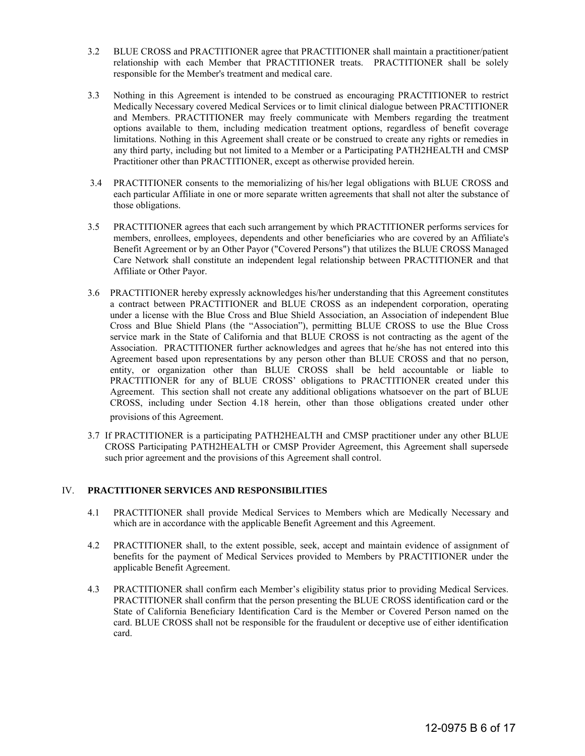3.2 BLUE CROSS and PRACTITIONER agree that PRACTITIONER shall maintain a practitioner/patient relationship with each Member that PRACTITIONER treats. PRACTITIONER shall be solely responsible for the Member's treatment and medical care.

3.3 Nothing in this Agreement is intended to be construed as encouraging PRACTITIONER to restrict Medically Necessary covered Medical Services or to limit clinical dialogue between PRACTITIONER and Members. PRACTITIONER may freely communicate with Members regarding the treatment options available to them, including medication treatment options, regardless of benefit coverage limitations. Nothing in this Agreement shall create or be construed to create any rights or remedies in any third party, including but not limited to a Member or a Participating PATH2HEALTH and CMSP Practitioner other than PRACTITIONER, except as otherwise provided herein.

3.4 PRACTITIONER consents to the memorializing of his/her legal obligations with BLUE CROSS and each particular Affiliate in one or more separate written agreements that shall not alter the substance of those obligations.

3.5 PRACTITIONER agrees that each such arrangement by which PRACTITIONER performs services for members, enrollees, employees, dependents and other beneficiaries who are covered by an Affiliate's Benefit Agreement or by an Other Payor ("Covered Persons") that utilizes the BLUE CROSS Managed Care Network shall constitute an independent legal relationship between PRACTITIONER and that Affiliate or Other Payor.

3.6 PRACTITIONER hereby expressly acknowledges his/her understanding that this Agreement constitutes a contract between PRACTITIONER and BLUE CROSS as an independent corporation, operating under a license with the Blue Cross and Blue Shield Association, an Association of independent Blue Cross and Blue Shield Plans (the "Association"), permitting BLUE CROSS to use the Blue Cross service mark in the State of California and that BLUE CROSS is not contracting as the agent of the Association. PRACTITIONER further acknowledges and agrees that he/she has not entered into this Agreement based upon representations by any person other than BLUE CROSS and that no person, entity, or organization other than BLUE CROSS shall be held accountable or liable to PRACTITIONER for any of BLUE CROSS' obligations to PRACTITIONER created under this Agreement. This section shall not create any additional obligations whatsoever on the part of BLUE CROSS, including under Section 4.18 herein, other than those obligations created under other provisions of this Agreement.

3.7 If PRACTITIONER is a participating PATH2HEALTH and CMSP practitioner under any other BLUE CROSS Participating PATH2HEALTH or CMSP Provider Agreement, this Agreement shall supersede such prior agreement and the provisions of this Agreement shall control.

## IV. PRACTITIONER SERVICES AND RESPONSIBILITIES

4.1 PRACTITIONER shall provide Medical Services to Members which are Medically Necessary and which are in accordance with the applicable Benefit Agreement and this Agreement.

4.2 PRACTITIONER shall, to the extent possible, seek, accept and maintain evidence of assignment of benefits for the payment of Medical Services provided to Members by PRACTITIONER under the applicable Benefit Agreement.

4.3 PRACTITIONER shall confirm each Member's eligibility status prior to providing Medical Services. PRACTITIONER shall confirm that the person presenting the BLUE CROSS identification card or the State of California Beneficiary Identification Card is the Member or Covered Person named on the card. BLUE CROSS shall not be responsible for the fraudulent or deceptive use of either identification card.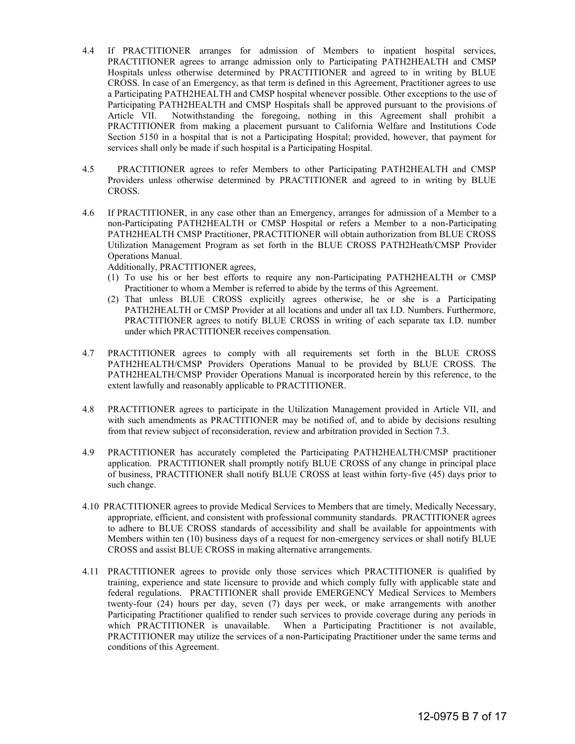4.4 If PRACTITIONER arranges for admission of Members to inpatient hospital services, PRACTITIONER agrees to arrange admission only to Participating PATH2HEALTH and CMSP Hospitals unless otherwise determined by PRACTITIONER and agreed to in writing by BLUE CROSS. In case of an Emergency, as that term is defined in this Agreement, Practitioner agrees to use a Participating PATH2HEALTH and CMSP hospital whenever possible. Other exceptions to the use of Participating PATH2HEALTH and CMSP Hospitals shall be approved pursuant to the provisions of Article VII. Notwithstanding the foregoing, nothing in this Agreement shall prohibit a PRACTITIONER from making a placement pursuant to California Welfare and Institutions Code Section 5150 in a hospital that is not a Participating Hospital; provided, however, that payment for services shall only be made if such hospital is a Participating Hospital.

4.5 PRACTITIONER agrees to refer Members to other Participating PATH2HEALTH and CMSP Providers unless otherwise determined by PRACTITIONER and agreed to in writing by BLUE CROSS.

4.6 If PRACTITIONER, in any case other than an Emergency, arranges for admission of a Member to a non-Participating PATH2HEALTH or CMSP Hospital or refers a Member to a non-Participating PATH2HEALTH CMSP Practitioner, PRACTITIONER will obtain authorization from BLUE CROSS Utilization Management Program as set forth in the BLUE CROSS PATH2Heath/CMSP Provider Operations Manual.

Additionally, PRACTITIONER agrees,

(1) To use his or her best efforts to require any non-Participating PATH2HEALTH or CMSP Practitioner to whom a Member is referred to abide by the terms of this Agreement.

(2) That unless BLUE CROSS explicitly agrees otherwise, he or she is a Participating PATH2HEALTH or CMSP Provider at all locations and under all tax I.D. Numbers. Furthermore, PRACTITIONER agrees to notify BLUE CROSS in writing of each separate tax I.D. number under which PRACTITIONER receives compensation.

4.7 PRACTITIONER agrees to comply with all requirements set forth in the BLUE CROSS PATH2HEALTH/CMSP Providers Operations Manual to be provided by BLUE CROSS. The PATH2HEALTH/CMSP Provider Operations Manual is incorporated herein by this reference, to the extent lawfully and reasonably applicable to PRACTITIONER.

4.8 PRACTITIONER agrees to participate in the Utilization Management provided in Article VII, and with such amendments as PRACTITIONER may be notified of, and to abide by decisions resulting from that review subject of reconsideration, review and arbitration provided in Section 7.3.

4.9 PRACTITIONER has accurately completed the Participating PATH2HEALTH/CMSP practitioner application. PRACTITIONER shall promptly notify BLUE CROSS of any change in principal place of business, PRACTITIONER shall notify BLUE CROSS at least within forty-five (45) days prior to such change.

4.10 PRACTITIONER agrees to provide Medical Services to Members that are timely, Medically Necessary, appropriate, efficient, and consistent with professional community standards. PRACTITIONER agrees to adhere to BLUE CROSS standards of accessibility and shall be available for appointments with Members within ten (10) business days of a request for non-emergency services or shall notify BLUE CROSS and assist BLUE CROSS in making alternative arrangements.

4.11 PRACTITIONER agrees to provide only those services which PRACTITIONER is qualified by training, experience and state licensure to provide and which comply fully with applicable state and federal regulations. PRACTITIONER shall provide EMERGENCY Medical Services to Members twenty-four (24) hours per day, seven (7) days per week, or make arrangements with another Participating Practitioner qualified to render such services to provide coverage during any periods in which PRACTITIONER is unavailable. When a Participating Practitioner is not available, PRACTITIONER may utilize the services of a non-Participating Practitioner under the same terms and conditions of this Agreement.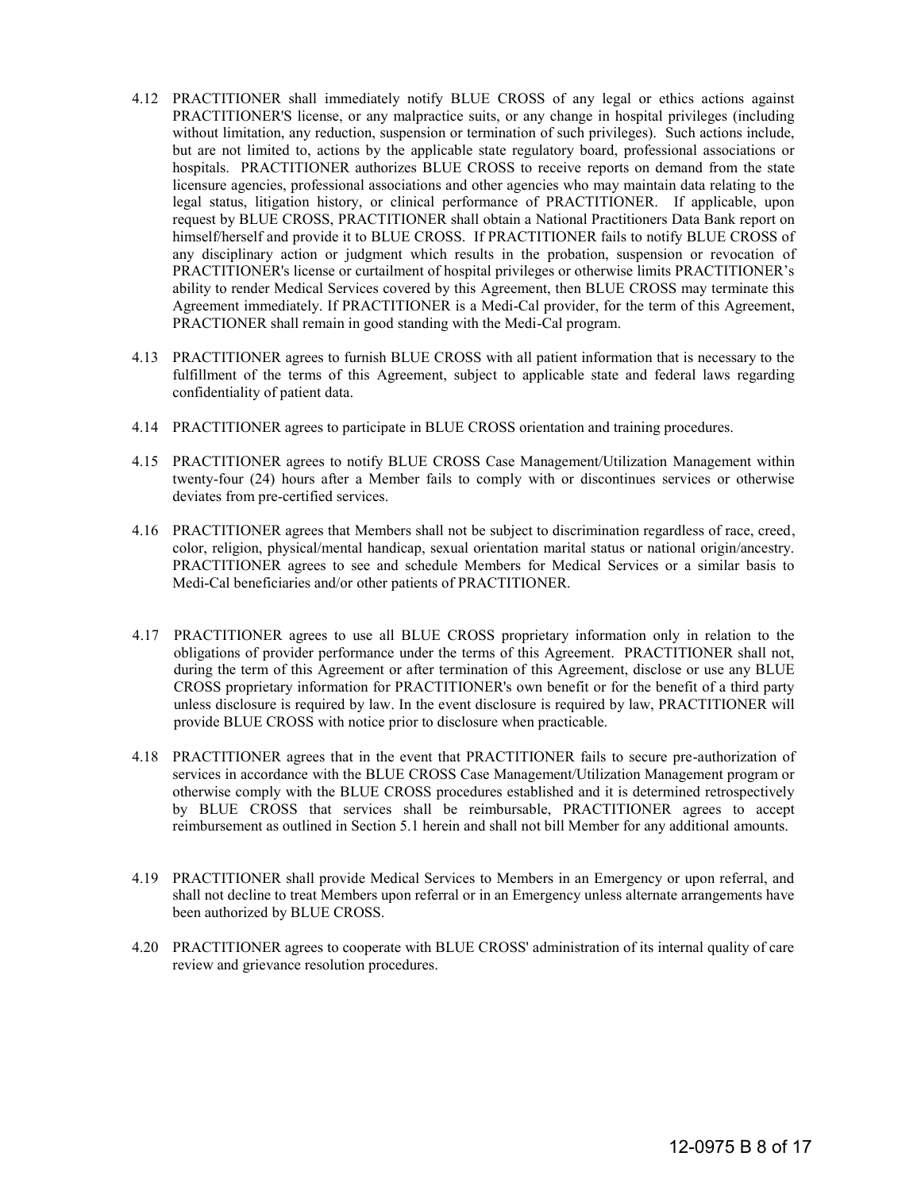4.12 PRACTITIONER shall immediately notify BLUE CROSS of any legal or ethics actions against PRACTITIONER'S license, or any malpractice suits, or any change in hospital privileges (including without limitation, any reduction, suspension or termination of such privileges). Such actions include, but are not limited to, actions by the applicable state regulatory board, professional associations or hospitals. PRACTITIONER authorizes BLUE CROSS to receive reports on demand from the state licensure agencies, professional associations and other agencies who may maintain data relating to the legal status, litigation history, or clinical performance of PRACTITIONER. If applicable, upon request by BLUE CROSS, PRACTITIONER shall obtain a National Practitioners Data Bank report on himself/herself and provide it to BLUE CROSS. If PRACTITIONER fails to notify BLUE CROSS of any disciplinary action or judgment which results in the probation, suspension or revocation of PRACTITIONER's license or curtailment of hospital privileges or otherwise limits PRACTITIONER's ability to render Medical Services covered by this Agreement, then BLUE CROSS may terminate this Agreement immediately. If PRACTITIONER is a Medi-Cal provider, for the term of this Agreement, PRACTIONER shall remain in good standing with the Medi-Cal program.

4.13 PRACTITIONER agrees to furnish BLUE CROSS with all patient information that is necessary to the fulfillment of the terms of this Agreement, subject to applicable state and federal laws regarding confidentiality of patient data.

4.14 PRACTITIONER agrees to participate in BLUE CROSS orientation and training procedures.

4.15 PRACTITIONER agrees to notify BLUE CROSS Case Management/Utilization Management within twenty-four (24) hours after a Member fails to comply with or discontinues services or otherwise deviates from pre-certified services.

4.16 PRACTITIONER agrees that Members shall not be subject to discrimination regardless of race, creed, color, religion, physical/mental handicap, sexual orientation marital status or national origin/ancestry. PRACTITIONER agrees to see and schedule Members for Medical Services or a similar basis to Medi-Cal beneficiaries and/or other patients of PRACTITIONER.

4.17 PRACTITIONER agrees to use all BLUE CROSS proprietary information only in relation to the obligations of provider performance under the terms of this Agreement. PRACTITIONER shall not, during the term of this Agreement or after termination of this Agreement, disclose or use any BLUE CROSS proprietary information for PRACTITIONER's own benefit or for the benefit of a third party unless disclosure is required by law. In the event disclosure is required by law, PRACTITIONER will provide BLUE CROSS with notice prior to disclosure when practicable.

4.18 PRACTITIONER agrees that in the event that PRACTITIONER fails to secure pre-authorization of services in accordance with the BLUE CROSS Case Management/Utilization Management program or otherwise comply with the BLUE CROSS procedures established and it is determined retrospectively by BLUE CROSS that services shall be reimbursable, PRACTITIONER agrees to accept reimbursement as outlined in Section 5.1 herein and shall not bill Member for any additional amounts.

4.19 PRACTITIONER shall provide Medical Services to Members in an Emergency or upon referral, and shall not decline to treat Members upon referral or in an Emergency unless alternate arrangements have been authorized by BLUE CROSS.

4.20 PRACTITIONER agrees to cooperate with BLUE CROSS' administration of its internal quality of care review and grievance resolution procedures.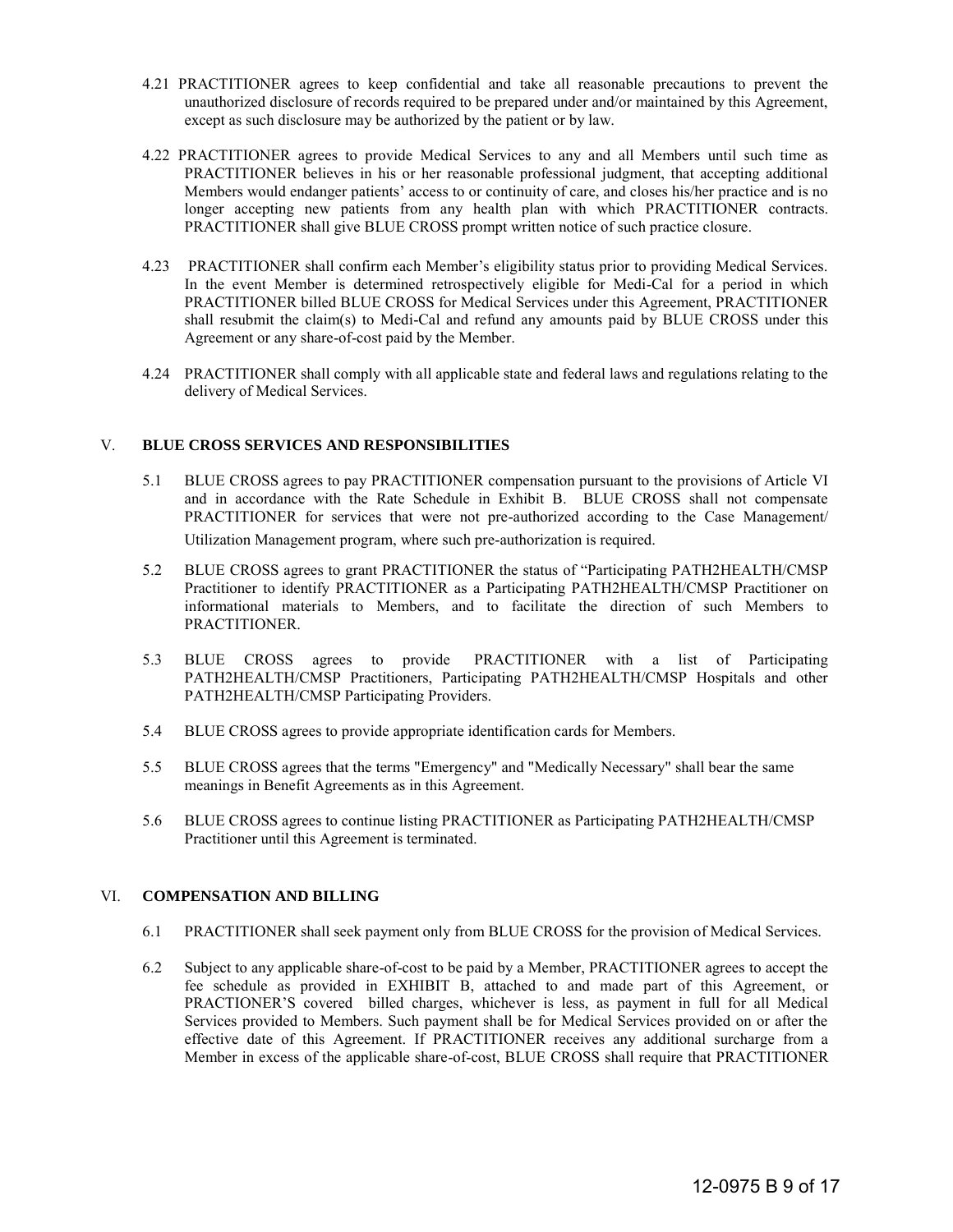4.21 PRACTITIONER agrees to keep confidential and take all reasonable precautions to prevent the unauthorized disclosure of records required to be prepared under and/or maintained by this Agreement, except as such disclosure may be authorized by the patient or by law.

4.22 PRACTITIONER agrees to provide Medical Services to any and all Members until such time as PRACTITIONER believes in his or her reasonable professional judgment, that accepting additional Members would endanger patients' access to or continuity of care, and closes his/her practice and is no longer accepting new patients from any health plan with which PRACTITIONER contracts. PRACTITIONER shall give BLUE CROSS prompt written notice of such practice closure.

4.23 PRACTITIONER shall confirm each Member's eligibility status prior to providing Medical Services. In the event Member is determined retrospectively eligible for Medi-Cal for a period in which PRACTITIONER billed BLUE CROSS for Medical Services under this Agreement, PRACTITIONER shall resubmit the claim(s) to Medi-Cal and refund any amounts paid by BLUE CROSS under this Agreement or any share-of-cost paid by the Member.

4.24 PRACTITIONER shall comply with all applicable state and federal laws and regulations relating to the delivery of Medical Services.

## V. BLUE CROSS SERVICES AND RESPONSIBILITIES

5.1 BLUE CROSS agrees to pay PRACTITIONER compensation pursuant to the provisions of Article VI and in accordance with the Rate Schedule in Exhibit B. BLUE CROSS shall not compensate PRACTITIONER for services that were not pre-authorized according to the Case Management/ Utilization Management program, where such pre-authorization is required.

5.2 BLUE CROSS agrees to grant PRACTITIONER the status of "Participating PATH2HEALTH/CMSP Practitioner to identify PRACTITIONER as a Participating PATH2HEALTH/CMSP Practitioner on informational materials to Members, and to facilitate the direction of such Members to PRACTITIONER.

5.3 BLUE CROSS agrees to provide PRACTITIONER with a list of Participating PATH2HEALTH/CMSP Practitioners, Participating PATH2HEALTH/CMSP Hospitals and other PATH2HEALTH/CMSP Participating Providers.

5.4 BLUE CROSS agrees to provide appropriate identification cards for Members.

5.5 BLUE CROSS agrees that the terms "Emergency" and "Medically Necessary" shall bear the same meanings in Benefit Agreements as in this Agreement.

5.6 BLUE CROSS agrees to continue listing PRACTITIONER as Participating PATH2HEALTH/CMSP Practitioner until this Agreement is terminated.

## VI. COMPENSATION AND BILLING

6.1 PRACTITIONER shall seek payment only from BLUE CROSS for the provision of Medical Services.

6.2 Subject to any applicable share-of-cost to be paid by a Member, PRACTITIONER agrees to accept the fee schedule as provided in EXHIBIT B, attached to and made part of this Agreement, or PRACTIONER'S covered billed charges, whichever is less, as payment in full for all Medical Services provided to Members. Such payment shall be for Medical Services provided on or after the effective date of this Agreement. If PRACTITIONER receives any additional surcharge from a Member in excess of the applicable share-of-cost, BLUE CROSS shall require that PRACTITIONER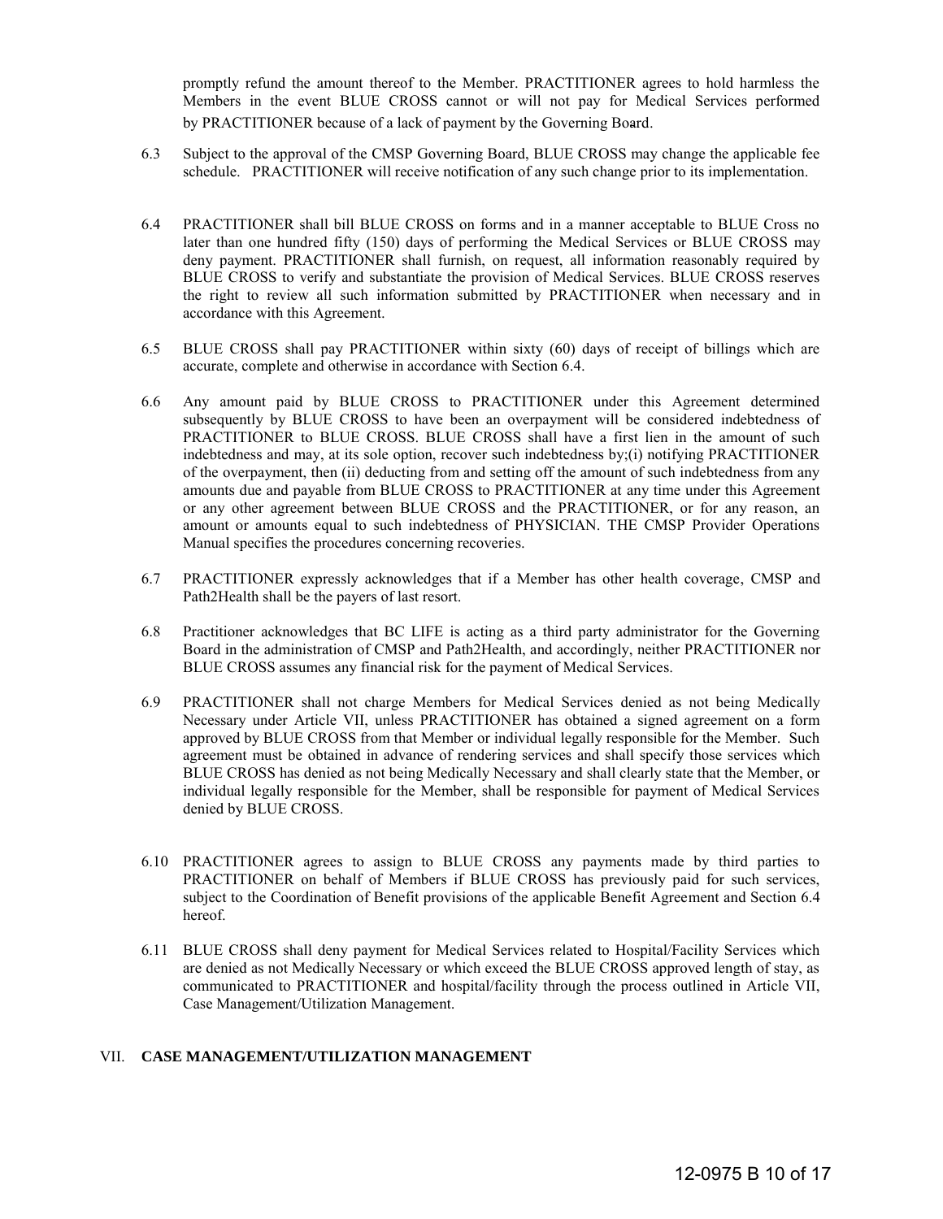promptly refund the amount thereof to the Member. PRACTITIONER agrees to hold harmless the Members in the event BLUE CROSS cannot or will not pay for Medical Services performed by PRACTITIONER because of a lack of payment by the Governing Board.

6.3 Subject to the approval of the CMSP Governing Board, BLUE CROSS may change the applicable fee schedule. PRACTITIONER will receive notification of any such change prior to its implementation.

6.4 PRACTITIONER shall bill BLUE CROSS on forms and in a manner acceptable to BLUE Cross no later than one hundred fifty (150) days of performing the Medical Services or BLUE CROSS may deny payment. PRACTITIONER shall furnish, on request, all information reasonably required by BLUE CROSS to verify and substantiate the provision of Medical Services. BLUE CROSS reserves the right to review all such information submitted by PRACTITIONER when necessary and in accordance with this Agreement.

6.5 BLUE CROSS shall pay PRACTITIONER within sixty (60) days of receipt of billings which are accurate, complete and otherwise in accordance with Section 6.4.

6.6 Any amount paid by BLUE CROSS to PRACTITIONER under this Agreement determined subsequently by BLUE CROSS to have been an overpayment will be considered indebtedness of PRACTITIONER to BLUE CROSS. BLUE CROSS shall have a first lien in the amount of such indebtedness and may, at its sole option, recover such indebtedness by;(i) notifying PRACTITIONER of the overpayment, then (ii) deducting from and setting off the amount of such indebtedness from any amounts due and payable from BLUE CROSS to PRACTITIONER at any time under this Agreement or any other agreement between BLUE CROSS and the PRACTITIONER, or for any reason, an amount or amounts equal to such indebtedness of PHYSICIAN. THE CMSP Provider Operations Manual specifies the procedures concerning recoveries.

6.7 PRACTITIONER expressly acknowledges that if a Member has other health coverage, CMSP and Path2Health shall be the payers of last resort.

6.8 Practitioner acknowledges that BC LIFE is acting as a third party administrator for the Governing Board in the administration of CMSP and Path2Health, and accordingly, neither PRACTITIONER nor BLUE CROSS assumes any financial risk for the payment of Medical Services.

6.9 PRACTITIONER shall not charge Members for Medical Services denied as not being Medically Necessary under Article VII, unless PRACTITIONER has obtained a signed agreement on a form approved by BLUE CROSS from that Member or individual legally responsible for the Member. Such agreement must be obtained in advance of rendering services and shall specify those services which BLUE CROSS has denied as not being Medically Necessary and shall clearly state that the Member, or individual legally responsible for the Member, shall be responsible for payment of Medical Services denied by BLUE CROSS.

6.10 PRACTITIONER agrees to assign to BLUE CROSS any payments made by third parties to PRACTITIONER on behalf of Members if BLUE CROSS has previously paid for such services, subject to the Coordination of Benefit provisions of the applicable Benefit Agreement and Section 6.4 hereof.

6.11 BLUE CROSS shall deny payment for Medical Services related to Hospital/Facility Services which are denied as not Medically Necessary or which exceed the BLUE CROSS approved length of stay, as communicated to PRACTITIONER and hospital/facility through the process outlined in Article VII, Case Management/Utilization Management.

## VII. **CASE MANAGEMENT/UTILIZATION MANAGEMENT**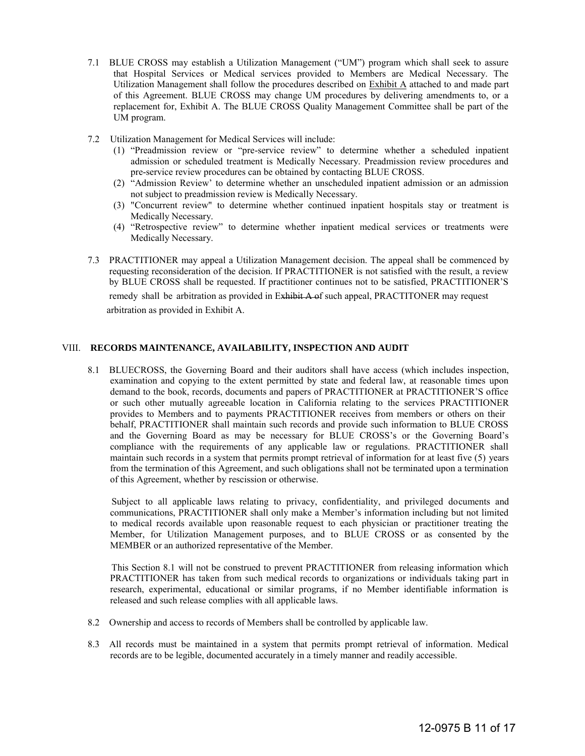7.1 BLUE CROSS may establish a Utilization Management ("UM") program which shall seek to assure that Hospital Services or Medical services provided to Members are Medical Necessary. The Utilization Management shall follow the procedures described on Exhibit A attached to and made part of this Agreement. BLUE CROSS may change UM procedures by delivering amendments to, or a replacement for, Exhibit A. The BLUE CROSS Quality Management Committee shall be part of the UM program.

7.2 Utilization Management for Medical Services will include:

(1) "Preadmission review or "pre-service review" to determine whether a scheduled inpatient admission or scheduled treatment is Medically Necessary. Preadmission review procedures and pre-service review procedures can be obtained by contacting BLUE CROSS.

(2) "Admission Review' to determine whether an unscheduled inpatient admission or an admission not subject to preadmission review is Medically Necessary.

(3) "Concurrent review" to determine whether continued inpatient hospitals stay or treatment is Medically Necessary.

(4) "Retrospective review" to determine whether inpatient medical services or treatments were Medically Necessary.

7.3 PRACTITIONER may appeal a Utilization Management decision. The appeal shall be commenced by requesting reconsideration of the decision. If PRACTITIONER is not satisfied with the result, a review by BLUE CROSS shall be requested. If practitioner continues not to be satisfied, PRACTITIONER'S remedy shall be arbitration as provided in E~~xhibit A of~~ such appeal, PRACTITONER may request arbitration as provided in Exhibit A.

## VIII. RECORDS MAINTENANCE, AVAILABILITY, INSPECTION AND AUDIT

8.1 BLUECROSS, the Governing Board and their auditors shall have access (which includes inspection, examination and copying to the extent permitted by state and federal law, at reasonable times upon demand to the book, records, documents and papers of PRACTITIONER at PRACTITIONER'S office or such other mutually agreeable location in California relating to the services PRACTITIONER provides to Members and to payments PRACTITIONER receives from members or others on their behalf, PRACTITIONER shall maintain such records and provide such information to BLUE CROSS and the Governing Board as may be necessary for BLUE CROSS's or the Governing Board's compliance with the requirements of any applicable law or regulations. PRACTITIONER shall maintain such records in a system that permits prompt retrieval of information for at least five (5) years from the termination of this Agreement, and such obligations shall not be terminated upon a termination of this Agreement, whether by rescission or otherwise.

Subject to all applicable laws relating to privacy, confidentiality, and privileged documents and communications, PRACTITIONER shall only make a Member's information including but not limited to medical records available upon reasonable request to each physician or practitioner treating the Member, for Utilization Management purposes, and to BLUE CROSS or as consented by the MEMBER or an authorized representative of the Member.

This Section 8.1 will not be construed to prevent PRACTITIONER from releasing information which PRACTITIONER has taken from such medical records to organizations or individuals taking part in research, experimental, educational or similar programs, if no Member identifiable information is released and such release complies with all applicable laws.

8.2 Ownership and access to records of Members shall be controlled by applicable law.

8.3 All records must be maintained in a system that permits prompt retrieval of information. Medical records are to be legible, documented accurately in a timely manner and readily accessible.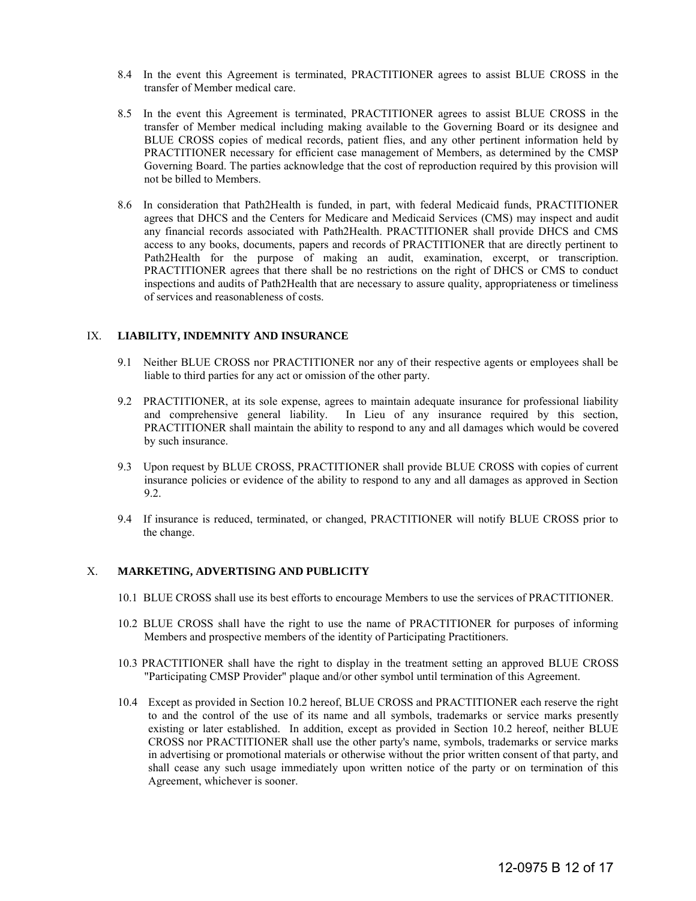8.4 In the event this Agreement is terminated, PRACTITIONER agrees to assist BLUE CROSS in the transfer of Member medical care.

8.5 In the event this Agreement is terminated, PRACTITIONER agrees to assist BLUE CROSS in the transfer of Member medical including making available to the Governing Board or its designee and BLUE CROSS copies of medical records, patient flies, and any other pertinent information held by PRACTITIONER necessary for efficient case management of Members, as determined by the CMSP Governing Board. The parties acknowledge that the cost of reproduction required by this provision will not be billed to Members.

8.6 In consideration that Path2Health is funded, in part, with federal Medicaid funds, PRACTITIONER agrees that DHCS and the Centers for Medicare and Medicaid Services (CMS) may inspect and audit any financial records associated with Path2Health. PRACTITIONER shall provide DHCS and CMS access to any books, documents, papers and records of PRACTITIONER that are directly pertinent to Path2Health for the purpose of making an audit, examination, excerpt, or transcription. PRACTITIONER agrees that there shall be no restrictions on the right of DHCS or CMS to conduct inspections and audits of Path2Health that are necessary to assure quality, appropriateness or timeliness of services and reasonableness of costs.

## IX. LIABILITY, INDEMNITY AND INSURANCE

9.1 Neither BLUE CROSS nor PRACTITIONER nor any of their respective agents or employees shall be liable to third parties for any act or omission of the other party.

9.2 PRACTITIONER, at its sole expense, agrees to maintain adequate insurance for professional liability and comprehensive general liability. In Lieu of any insurance required by this section, PRACTITIONER shall maintain the ability to respond to any and all damages which would be covered by such insurance.

9.3 Upon request by BLUE CROSS, PRACTITIONER shall provide BLUE CROSS with copies of current insurance policies or evidence of the ability to respond to any and all damages as approved in Section 9.2.

9.4 If insurance is reduced, terminated, or changed, PRACTITIONER will notify BLUE CROSS prior to the change.

## X. MARKETING, ADVERTISING AND PUBLICITY

10.1 BLUE CROSS shall use its best efforts to encourage Members to use the services of PRACTITIONER.

10.2 BLUE CROSS shall have the right to use the name of PRACTITIONER for purposes of informing Members and prospective members of the identity of Participating Practitioners.

10.3 PRACTITIONER shall have the right to display in the treatment setting an approved BLUE CROSS "Participating CMSP Provider" plaque and/or other symbol until termination of this Agreement.

10.4 Except as provided in Section 10.2 hereof, BLUE CROSS and PRACTITIONER each reserve the right to and the control of the use of its name and all symbols, trademarks or service marks presently existing or later established. In addition, except as provided in Section 10.2 hereof, neither BLUE CROSS nor PRACTITIONER shall use the other party's name, symbols, trademarks or service marks in advertising or promotional materials or otherwise without the prior written consent of that party, and shall cease any such usage immediately upon written notice of the party or on termination of this Agreement, whichever is sooner.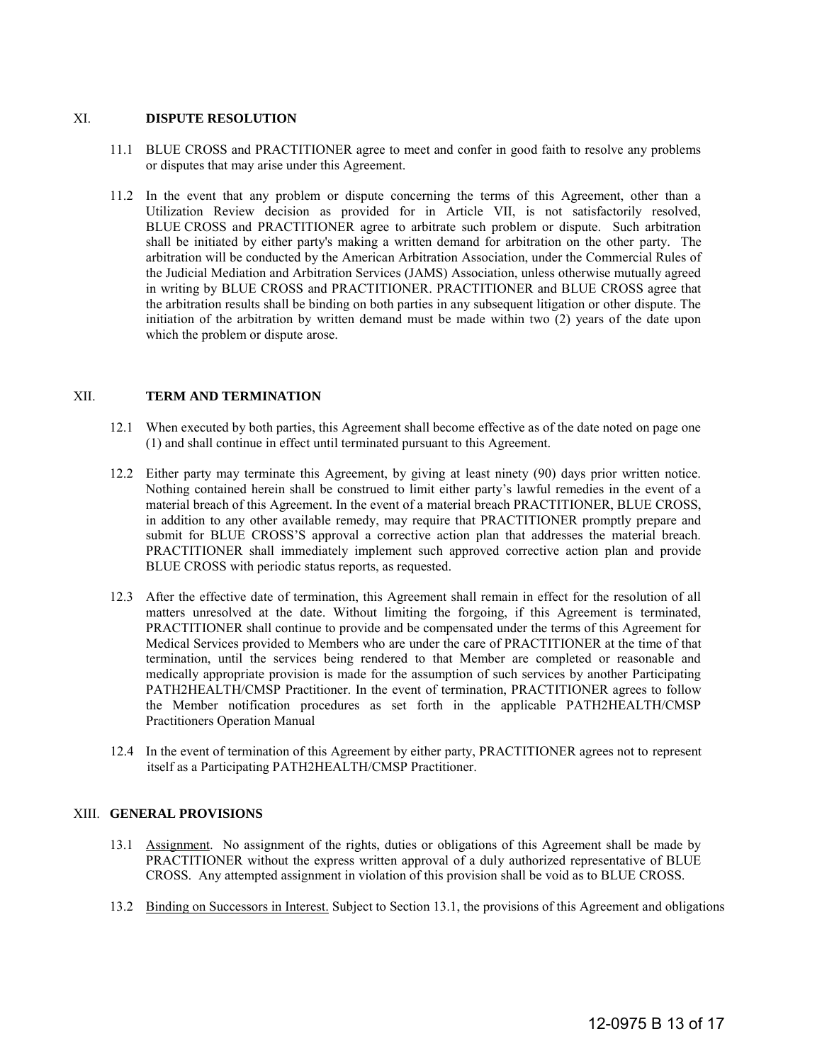## XI. DISPUTE RESOLUTION

11.1 BLUE CROSS and PRACTITIONER agree to meet and confer in good faith to resolve any problems or disputes that may arise under this Agreement.

11.2 In the event that any problem or dispute concerning the terms of this Agreement, other than a Utilization Review decision as provided for in Article VII, is not satisfactorily resolved, BLUE CROSS and PRACTITIONER agree to arbitrate such problem or dispute. Such arbitration shall be initiated by either party's making a written demand for arbitration on the other party. The arbitration will be conducted by the American Arbitration Association, under the Commercial Rules of the Judicial Mediation and Arbitration Services (JAMS) Association, unless otherwise mutually agreed in writing by BLUE CROSS and PRACTITIONER. PRACTITIONER and BLUE CROSS agree that the arbitration results shall be binding on both parties in any subsequent litigation or other dispute. The initiation of the arbitration by written demand must be made within two (2) years of the date upon which the problem or dispute arose.

## XII. TERM AND TERMINATION

12.1 When executed by both parties, this Agreement shall become effective as of the date noted on page one (1) and shall continue in effect until terminated pursuant to this Agreement.

12.2 Either party may terminate this Agreement, by giving at least ninety (90) days prior written notice. Nothing contained herein shall be construed to limit either party's lawful remedies in the event of a material breach of this Agreement. In the event of a material breach PRACTITIONER, BLUE CROSS, in addition to any other available remedy, may require that PRACTITIONER promptly prepare and submit for BLUE CROSS'S approval a corrective action plan that addresses the material breach. PRACTITIONER shall immediately implement such approved corrective action plan and provide BLUE CROSS with periodic status reports, as requested.

12.3 After the effective date of termination, this Agreement shall remain in effect for the resolution of all matters unresolved at the date. Without limiting the forgoing, if this Agreement is terminated, PRACTITIONER shall continue to provide and be compensated under the terms of this Agreement for Medical Services provided to Members who are under the care of PRACTITIONER at the time of that termination, until the services being rendered to that Member are completed or reasonable and medically appropriate provision is made for the assumption of such services by another Participating PATH2HEALTH/CMSP Practitioner. In the event of termination, PRACTITIONER agrees to follow the Member notification procedures as set forth in the applicable PATH2HEALTH/CMSP Practitioners Operation Manual

12.4 In the event of termination of this Agreement by either party, PRACTITIONER agrees not to represent itself as a Participating PATH2HEALTH/CMSP Practitioner.

## XIII. GENERAL PROVISIONS

13.1 Assignment. No assignment of the rights, duties or obligations of this Agreement shall be made by PRACTITIONER without the express written approval of a duly authorized representative of BLUE CROSS. Any attempted assignment in violation of this provision shall be void as to BLUE CROSS.

13.2 Binding on Successors in Interest. Subject to Section 13.1, the provisions of this Agreement and obligations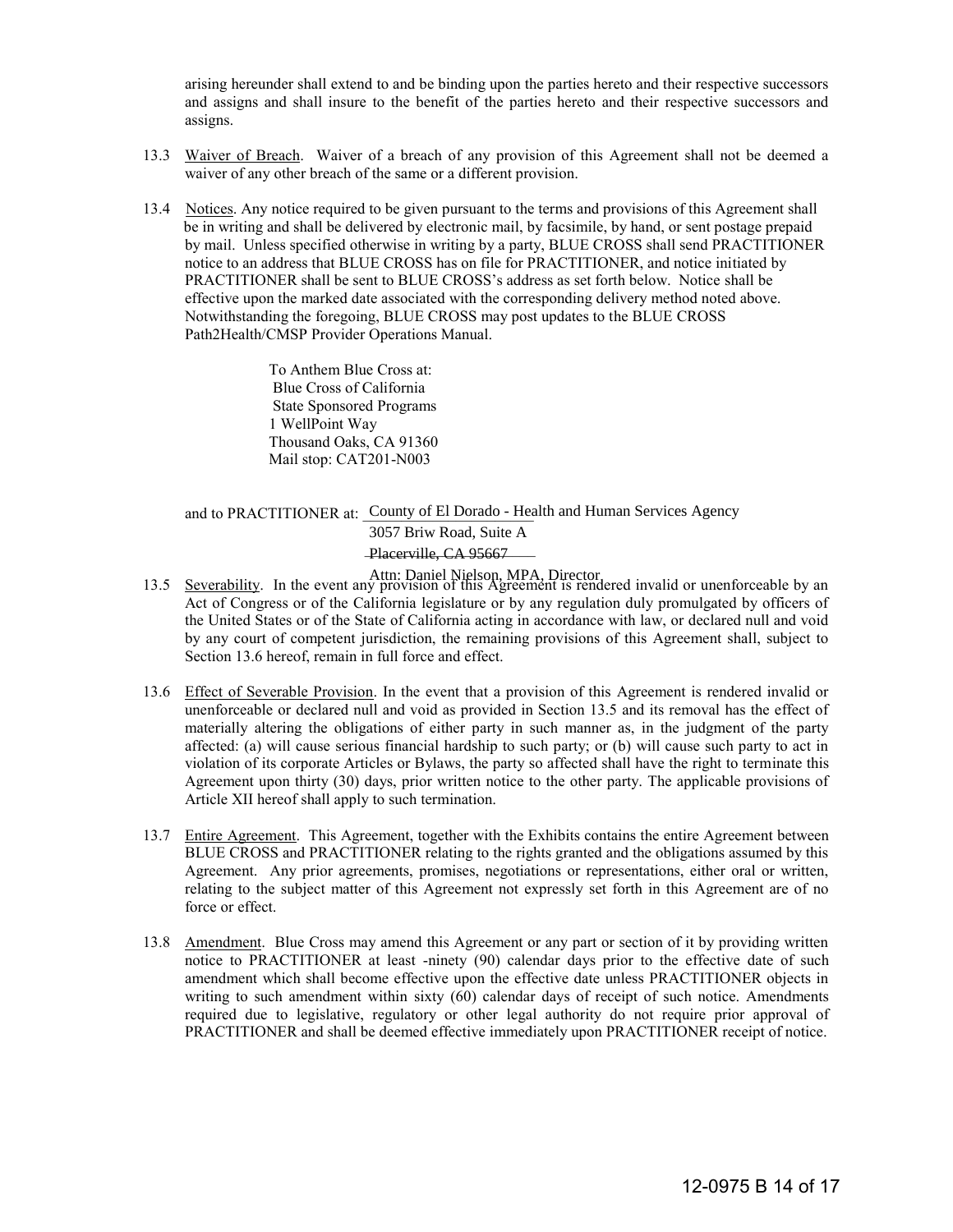arising hereunder shall extend to and be binding upon the parties hereto and their respective successors and assigns and shall insure to the benefit of the parties hereto and their respective successors and assigns.

13.3 Waiver of Breach. Waiver of a breach of any provision of this Agreement shall not be deemed a waiver of any other breach of the same or a different provision.

13.4 Notices. Any notice required to be given pursuant to the terms and provisions of this Agreement shall be in writing and shall be delivered by electronic mail, by facsimile, by hand, or sent postage prepaid by mail. Unless specified otherwise in writing by a party, BLUE CROSS shall send PRACTITIONER notice to an address that BLUE CROSS has on file for PRACTITIONER, and notice initiated by PRACTITIONER shall be sent to BLUE CROSS's address as set forth below. Notice shall be effective upon the marked date associated with the corresponding delivery method noted above. Notwithstanding the foregoing, BLUE CROSS may post updates to the BLUE CROSS Path2Health/CMSP Provider Operations Manual.

To Anthem Blue Cross at:
Blue Cross of California
State Sponsored Programs
1 WellPoint Way
Thousand Oaks, CA 91360
Mail stop: CAT201-N003

and to PRACTITIONER at: County of El Dorado - Health and Human Services Agency
3057 Briw Road, Suite A
Placerville, CA 95667
Attn: Daniel Nielson, MPA, Director

13.5 Severability. In the event any provision of this Agreement is rendered invalid or unenforceable by an Act of Congress or of the California legislature or by any regulation duly promulgated by officers of the United States or of the State of California acting in accordance with law, or declared null and void by any court of competent jurisdiction, the remaining provisions of this Agreement shall, subject to Section 13.6 hereof, remain in full force and effect.

13.6 Effect of Severable Provision. In the event that a provision of this Agreement is rendered invalid or unenforceable or declared null and void as provided in Section 13.5 and its removal has the effect of materially altering the obligations of either party in such manner as, in the judgment of the party affected: (a) will cause serious financial hardship to such party; or (b) will cause such party to act in violation of its corporate Articles or Bylaws, the party so affected shall have the right to terminate this Agreement upon thirty (30) days, prior written notice to the other party. The applicable provisions of Article XII hereof shall apply to such termination.

13.7 Entire Agreement. This Agreement, together with the Exhibits contains the entire Agreement between BLUE CROSS and PRACTITIONER relating to the rights granted and the obligations assumed by this Agreement. Any prior agreements, promises, negotiations or representations, either oral or written, relating to the subject matter of this Agreement not expressly set forth in this Agreement are of no force or effect.

13.8 Amendment. Blue Cross may amend this Agreement or any part or section of it by providing written notice to PRACTITIONER at least -ninety (90) calendar days prior to the effective date of such amendment which shall become effective upon the effective date unless PRACTITIONER objects in writing to such amendment within sixty (60) calendar days of receipt of such notice. Amendments required due to legislative, regulatory or other legal authority do not require prior approval of PRACTITIONER and shall be deemed effective immediately upon PRACTITIONER receipt of notice.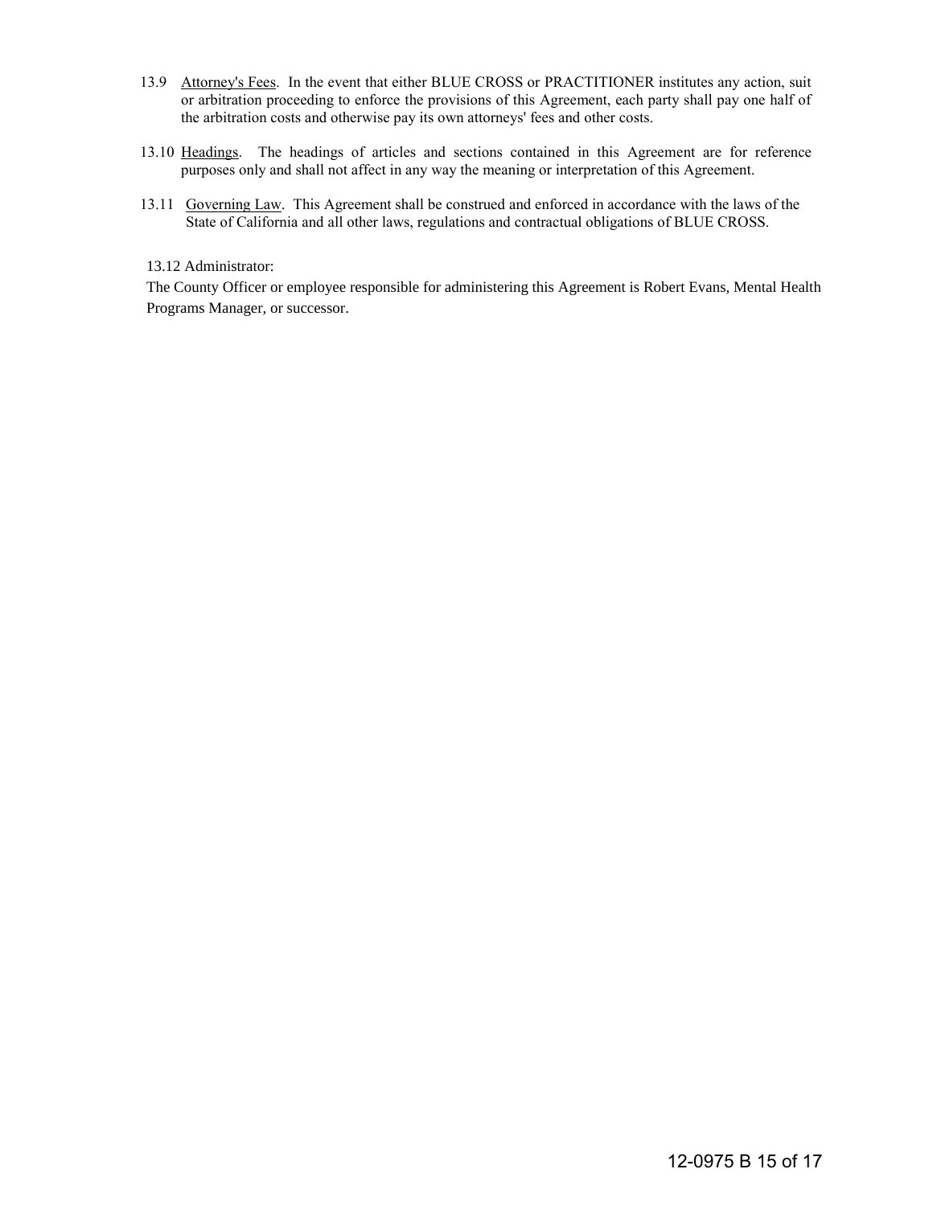13.9 Attorney's Fees. In the event that either BLUE CROSS or PRACTITIONER institutes any action, suit or arbitration proceeding to enforce the provisions of this Agreement, each party shall pay one half of the arbitration costs and otherwise pay its own attorneys' fees and other costs.

13.10 Headings. The headings of articles and sections contained in this Agreement are for reference purposes only and shall not affect in any way the meaning or interpretation of this Agreement.

13.11 Governing Law. This Agreement shall be construed and enforced in accordance with the laws of the State of California and all other laws, regulations and contractual obligations of BLUE CROSS.

13.12 Administrator:

The County Officer or employee responsible for administering this Agreement is Robert Evans, Mental Health Programs Manager, or successor.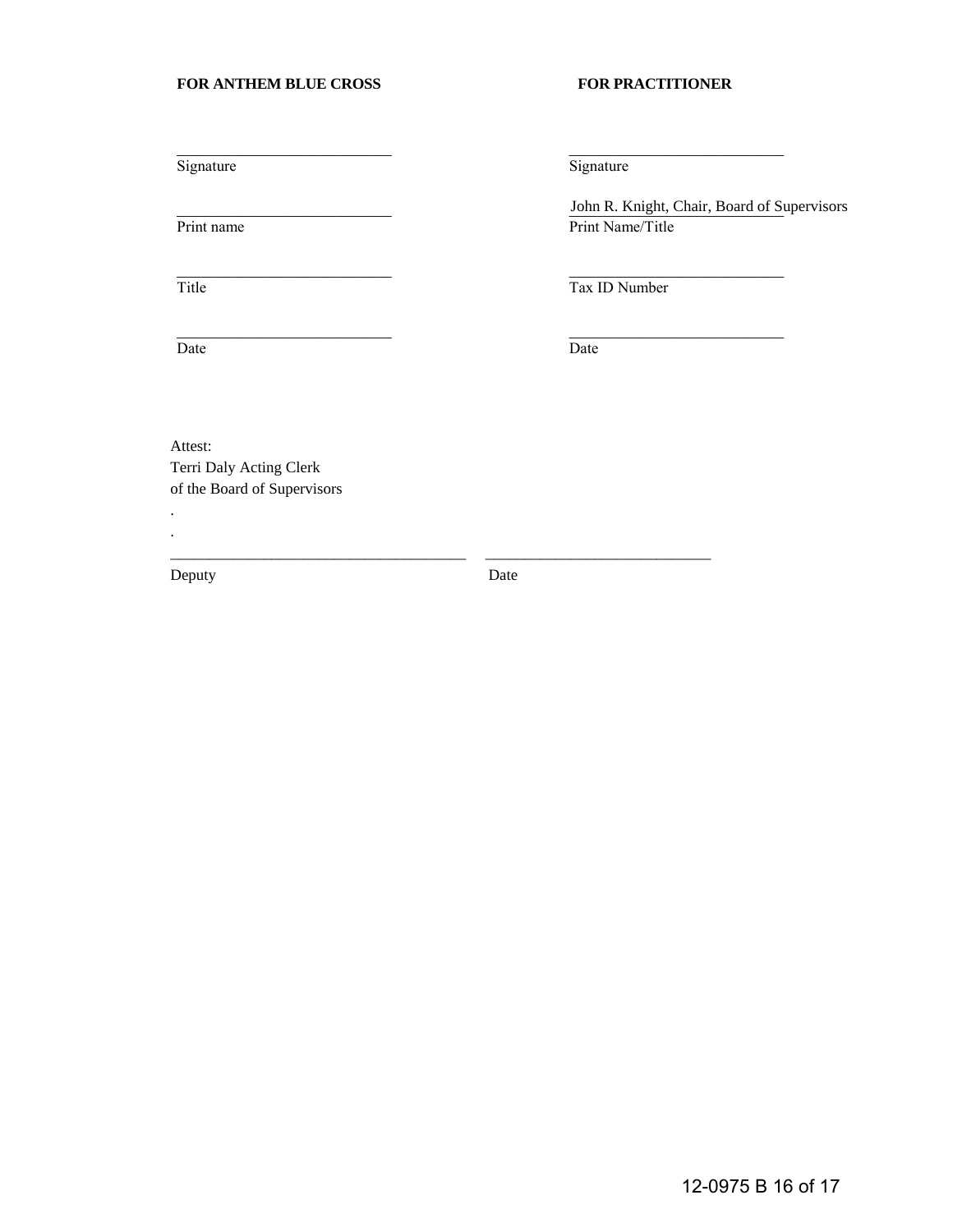**FOR ANTHEM BLUE CROSS** | **FOR PRACTITIONER**

| FOR ANTHEM BLUE CROSS | FOR PRACTITIONER |
|---|---|
| ___________________________ | ___________________________ |
| Signature | Signature |
| ___________________________ | John R. Knight, Chair, Board of Supervisors |
| Print name | Print Name/Title |
| ___________________________ | ___________________________ |
| Title | Tax ID Number |
| ___________________________ | ___________________________ |
| Date | Date |

Attest:
Terri Daly Acting Clerk
of the Board of Supervisors

.
.

______________________________________ &nbsp;&nbsp; ____________________________
Deputy &nbsp;&nbsp; Date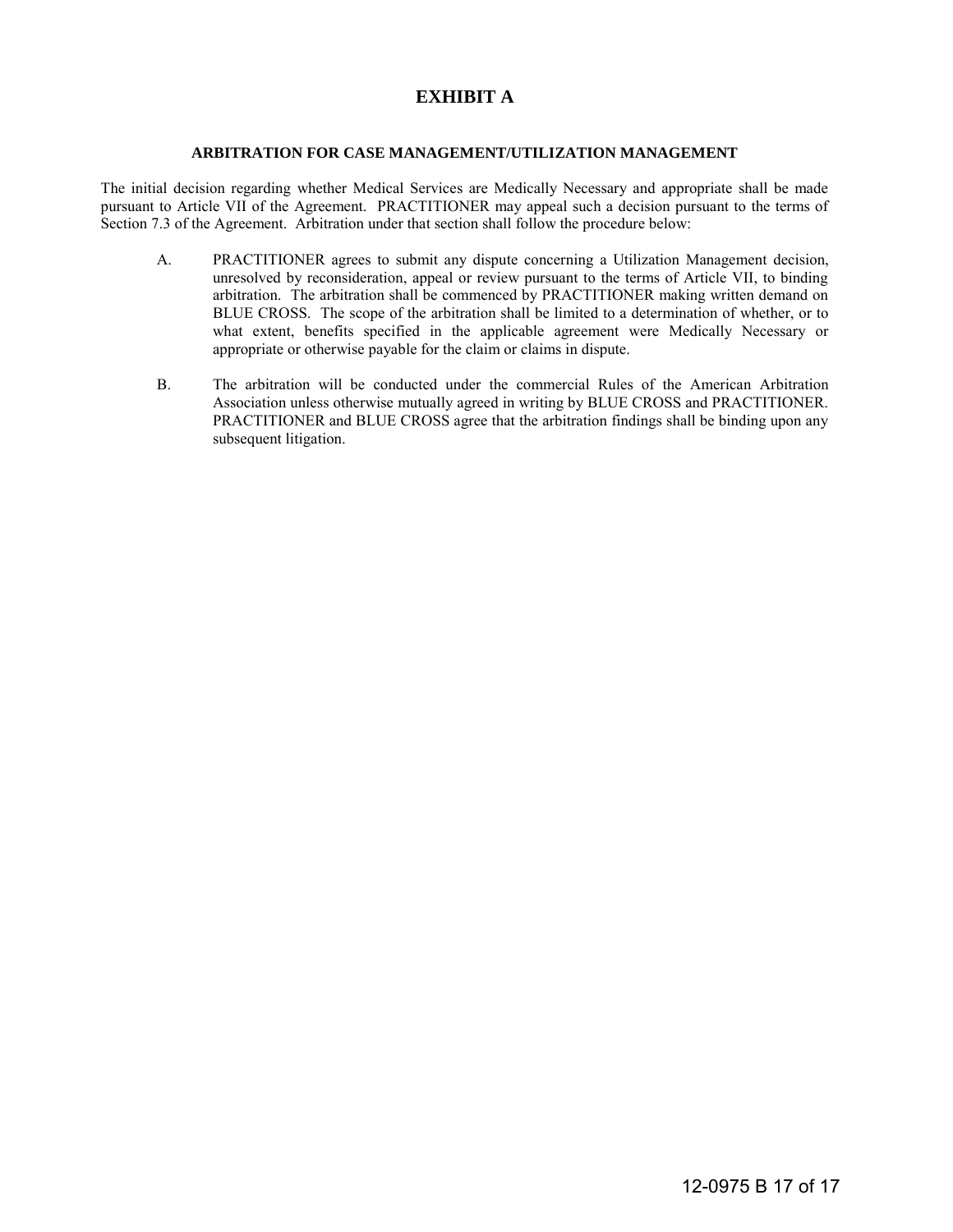# EXHIBIT A

### ARBITRATION FOR CASE MANAGEMENT/UTILIZATION MANAGEMENT

The initial decision regarding whether Medical Services are Medically Necessary and appropriate shall be made pursuant to Article VII of the Agreement. PRACTITIONER may appeal such a decision pursuant to the terms of Section 7.3 of the Agreement. Arbitration under that section shall follow the procedure below:

A. PRACTITIONER agrees to submit any dispute concerning a Utilization Management decision, unresolved by reconsideration, appeal or review pursuant to the terms of Article VII, to binding arbitration. The arbitration shall be commenced by PRACTITIONER making written demand on BLUE CROSS. The scope of the arbitration shall be limited to a determination of whether, or to what extent, benefits specified in the applicable agreement were Medically Necessary or appropriate or otherwise payable for the claim or claims in dispute.

B. The arbitration will be conducted under the commercial Rules of the American Arbitration Association unless otherwise mutually agreed in writing by BLUE CROSS and PRACTITIONER. PRACTITIONER and BLUE CROSS agree that the arbitration findings shall be binding upon any subsequent litigation.